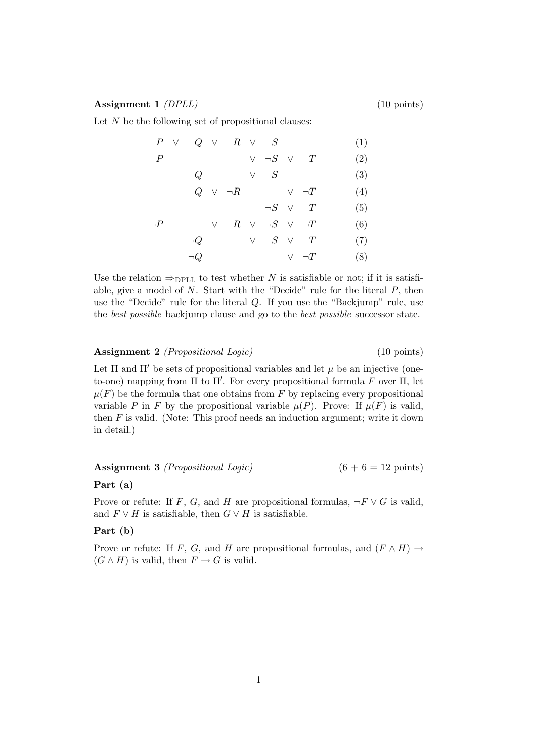**Assignment 1** *(DPLL)* (10 points)

Let $N$ be the following set of propositional clauses:

$$
\begin{array}{ccccccccccl}
P & \vee & Q & \vee & R & \vee & S & & & & (1) \\
P & & & & & \vee & \neg S & \vee & T & & (2) \\
 & & Q & & & \vee & S & & & & (3) \\
 & & Q & \vee & \neg R & & & \vee & \neg T & & (4) \\
 & & & & & & \neg S & \vee & T & & (5) \\
\neg P & & & \vee & R & \vee & \neg S & \vee & \neg T & & (6) \\
 & & \neg Q & & & \vee & S & \vee & T & & (7) \\
 & & \neg Q & & & & & \vee & \neg T & & (8)
\end{array}
$$

Use the relation $\Rightarrow_{\text{DPLL}}$ to test whether $N$ is satisfiable or not; if it is satisfiable, give a model of $N$. Start with the "Decide" rule for the literal $P$, then use the "Decide" rule for the literal $Q$. If you use the "Backjump" rule, use the *best possible* backjump clause and go to the *best possible* successor state.

**Assignment 2** *(Propositional Logic)* (10 points)

Let $\Pi$ and $\Pi'$ be sets of propositional variables and let $\mu$ be an injective (one-to-one) mapping from $\Pi$ to $\Pi'$. For every propositional formula $F$ over $\Pi$, let $\mu(F)$ be the formula that one obtains from $F$ by replacing every propositional variable $P$ in $F$ by the propositional variable $\mu(P)$. Prove: If $\mu(F)$ is valid, then $F$ is valid. (Note: This proof needs an induction argument; write it down in detail.)

**Assignment 3** *(Propositional Logic)* (6 + 6 = 12 points)

**Part (a)**

Prove or refute: If $F$, $G$, and $H$ are propositional formulas, $\neg F \vee G$ is valid, and $F \vee H$ is satisfiable, then $G \vee H$ is satisfiable.

**Part (b)**

Prove or refute: If $F$, $G$, and $H$ are propositional formulas, and $(F \wedge H) \rightarrow (G \wedge H)$ is valid, then $F \rightarrow G$ is valid.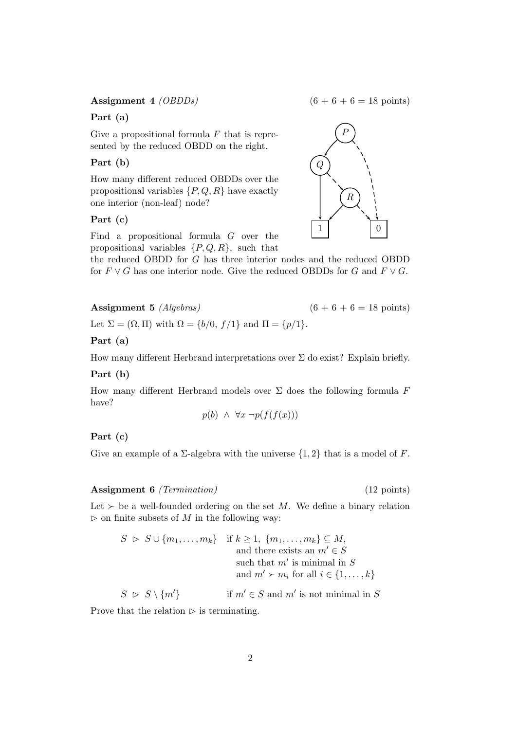**Assignment 4** *(OBDDs)* (6 + 6 + 6 = 18 points)

**Part (a)**

Give a propositional formula $F$ that is represented by the reduced OBDD on the right.

P
Q
R
1
0

**Part (b)**

How many different reduced OBDDs over the propositional variables $\{P, Q, R\}$ have exactly one interior (non-leaf) node?

**Part (c)**

Find a propositional formula $G$ over the propositional variables $\{P, Q, R\}$, such that the reduced OBDD for $G$ has three interior nodes and the reduced OBDD for $F \vee G$ has one interior node. Give the reduced OBDDs for $G$ and $F \vee G$.

**Assignment 5** *(Algebras)* (6 + 6 + 6 = 18 points)

Let $\Sigma = (\Omega, \Pi)$ with $\Omega = \{b/0,\ f/1\}$ and $\Pi = \{p/1\}$.

**Part (a)**

How many different Herbrand interpretations over $\Sigma$ do exist? Explain briefly.

**Part (b)**

How many different Herbrand models over $\Sigma$ does the following formula $F$ have?

$$p(b) \ \wedge\ \forall x\, \neg p(f(f(x)))$$

**Part (c)**

Give an example of a $\Sigma$-algebra with the universe $\{1, 2\}$ that is a model of $F$.

**Assignment 6** *(Termination)* (12 points)

Let $\succ$ be a well-founded ordering on the set $M$. We define a binary relation $\rhd$ on finite subsets of $M$ in the following way:

$$S \ \rhd\ S \cup \{m_1, \ldots, m_k\} \quad \text{if } k \geq 1,\ \{m_1, \ldots, m_k\} \subseteq M, \text{ and there exists an } m' \in S \text{ such that } m' \text{ is minimal in } S \text{ and } m' \succ m_i \text{ for all } i \in \{1, \ldots, k\}$$

$$S \ \rhd\ S \setminus \{m'\} \qquad \text{if } m' \in S \text{ and } m' \text{ is not minimal in } S$$

Prove that the relation $\rhd$ is terminating.